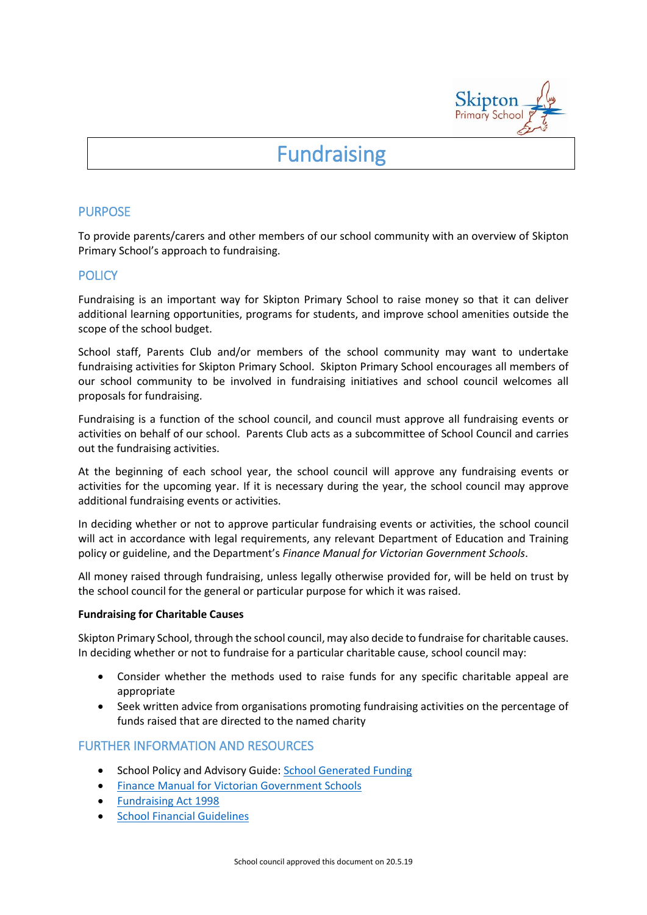# Fundraising

## PURPOSE

To provide parents/carers and other members of our school community with an overview of Skipton Primary School's approach to fundraising.

## POLICY

Fundraising is an important way for Skipton Primary School to raise money so that it can deliver additional learning opportunities, programs for students, and improve school amenities outside the scope of the school budget.

School staff, Parents Club and/or members of the school community may want to undertake fundraising activities for Skipton Primary School. Skipton Primary School encourages all members of our school community to be involved in fundraising initiatives and school council welcomes all proposals for fundraising.

Fundraising is a function of the school council, and council must approve all fundraising events or activities on behalf of our school. Parents Club acts as a subcommittee of School Council and carries out the fundraising activities.

At the beginning of each school year, the school council will approve any fundraising events or activities for the upcoming year. If it is necessary during the year, the school council may approve additional fundraising events or activities.

In deciding whether or not to approve particular fundraising events or activities, the school council will act in accordance with legal requirements, any relevant Department of Education and Training policy or guideline, and the Department's *Finance Manual for Victorian Government Schools*.

All money raised through fundraising, unless legally otherwise provided for, will be held on trust by the school council for the general or particular purpose for which it was raised.

**Fundraising for Charitable Causes**

Skipton Primary School, through the school council, may also decide to fundraise for charitable causes. In deciding whether or not to fundraise for a particular charitable cause, school council may:

- Consider whether the methods used to raise funds for any specific charitable appeal are appropriate
- Seek written advice from organisations promoting fundraising activities on the percentage of funds raised that are directed to the named charity

## FURTHER INFORMATION AND RESOURCES

- School Policy and Advisory Guide: School Generated Funding
- Finance Manual for Victorian Government Schools
- Fundraising Act 1998
- School Financial Guidelines

School council approved this document on 20.5.19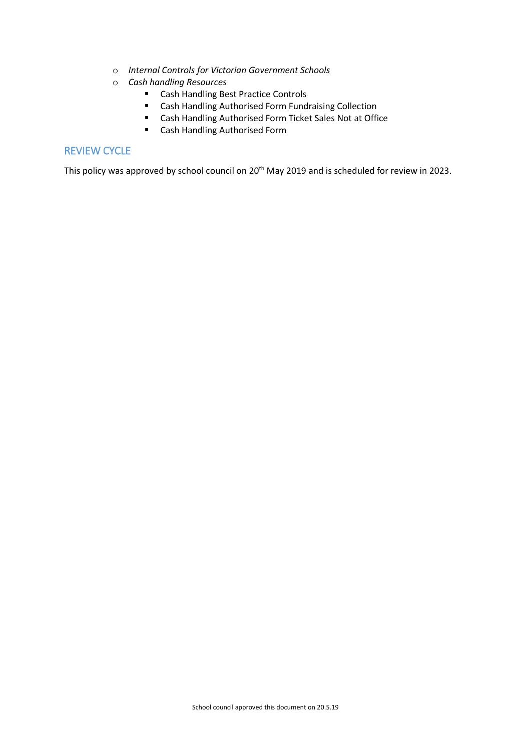- *Internal Controls for Victorian Government Schools*
- *Cash handling Resources*
  - Cash Handling Best Practice Controls
  - Cash Handling Authorised Form Fundraising Collection
  - Cash Handling Authorised Form Ticket Sales Not at Office
  - Cash Handling Authorised Form

## REVIEW CYCLE

This policy was approved by school council on 20th May 2019 and is scheduled for review in 2023.

School council approved this document on 20.5.19